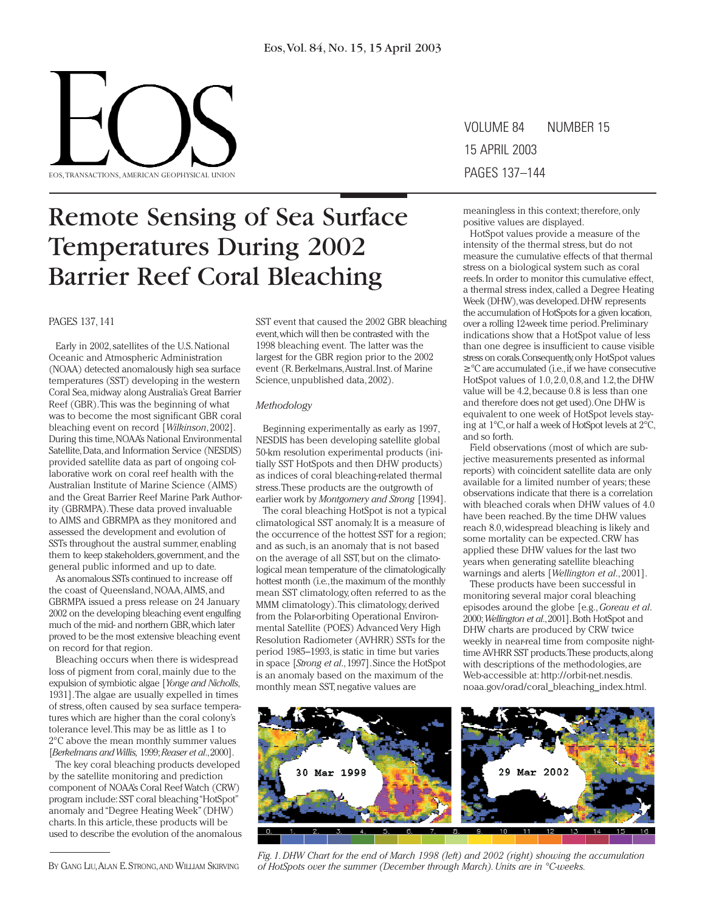# Remote Sensing of Sea Surface Temperatures During 2002 Barrier Reef Coral Bleaching

PAGES 137, 141

Early in 2002, satellites of the U.S. National Oceanic and Atmospheric Administration (NOAA) detected anomalously high sea surface temperatures (SST) developing in the western Coral Sea, midway along Australia's Great Barrier Reef (GBR). This was the beginning of what was to become the most significant GBR coral bleaching event on record [*Wilkinson*, 2002]. During this time, NOAA's National Environmental Satellite, Data, and Information Service (NESDIS) provided satellite data as part of ongoing collaborative work on coral reef health with the Australian Institute of Marine Science (AIMS) and the Great Barrier Reef Marine Park Authority (GBRMPA). These data proved invaluable to AIMS and GBRMPA as they monitored and assessed the development and evolution of SSTs throughout the austral summer, enabling them to keep stakeholders, government, and the general public informed and up to date.

As anomalous SSTs continued to increase off the coast of Queensland, NOAA, AIMS, and GBRMPA issued a press release on 24 January 2002 on the developing bleaching event engulfing much of the mid- and northern GBR, which later proved to be the most extensive bleaching event on record for that region.

Bleaching occurs when there is widespread loss of pigment from coral, mainly due to the expulsion of symbiotic algae [*Yonge and Nicholls*, 1931]. The algae are usually expelled in times of stress, often caused by sea surface temperatures which are higher than the coral colony's tolerance level. This may be as little as 1 to 2°C above the mean monthly summer values [*Berkelmans and Willis*, 1999; *Reaser et al.*, 2000].

The key coral bleaching products developed by the satellite monitoring and prediction component of NOAA's Coral Reef Watch (CRW) program include: SST coral bleaching "HotSpot" anomaly and "Degree Heating Week" (DHW) charts. In this article, these products will be used to describe the evolution of the anomalous SST event that caused the 2002 GBR bleaching event, which will then be contrasted with the 1998 bleaching event. The latter was the largest for the GBR region prior to the 2002 event (R. Berkelmans, Austral. Inst. of Marine Science, unpublished data, 2002).

## *Methodology*

Beginning experimentally as early as 1997, NESDIS has been developing satellite global 50-km resolution experimental products (initially SST HotSpots and then DHW products) as indices of coral bleaching-related thermal stress. These products are the outgrowth of earlier work by *Montgomery and Strong* [1994].

The coral bleaching HotSpot is not a typical climatological SST anomaly. It is a measure of the occurrence of the hottest SST for a region; and as such, is an anomaly that is not based on the average of all SST, but on the climatological mean temperature of the climatologically hottest month (i.e., the maximum of the monthly mean SST climatology, often referred to as the MMM climatology). This climatology, derived from the Polar-orbiting Operational Environmental Satellite (POES) Advanced Very High Resolution Radiometer (AVHRR) SSTs for the period 1985–1993, is static in time but varies in space [*Strong et al.*, 1997]. Since the HotSpot is an anomaly based on the maximum of the monthly mean SST, negative values are meaningless in this context; therefore, only positive values are displayed.

HotSpot values provide a measure of the intensity of the thermal stress, but do not measure the cumulative effects of that thermal stress on a biological system such as coral reefs. In order to monitor this cumulative effect, a thermal stress index, called a Degree Heating Week (DHW), was developed. DHW represents the accumulation of HotSpots for a given location, over a rolling 12-week time period. Preliminary indications show that a HotSpot value of less than one degree is insufficient to cause visible stress on corals. Consequently, only HotSpot values ≥°C are accumulated (i.e., if we have consecutive HotSpot values of 1.0, 2.0, 0.8, and 1.2, the DHW value will be 4.2, because 0.8 is less than one and therefore does not get used). One DHW is equivalent to one week of HotSpot levels staying at 1°C, or half a week of HotSpot levels at 2°C, and so forth.

Field observations (most of which are subjective measurements presented as informal reports) with coincident satellite data are only available for a limited number of years; these observations indicate that there is a correlation with bleached corals when DHW values of 4.0 have been reached. By the time DHW values reach 8.0, widespread bleaching is likely and some mortality can be expected. CRW has applied these DHW values for the last two years when generating satellite bleaching warnings and alerts [*Wellington et al.*, 2001].

These products have been successful in monitoring several major coral bleaching episodes around the globe [e.g., *Goreau et al.* 2000; *Wellington et al.*, 2001]. Both HotSpot and DHW charts are produced by CRW twice weekly in near-real time from composite nighttime AVHRR SST products. These products, along with descriptions of the methodologies, are Web-accessible at: http://orbit-net.nesdis.noaa.gov/orad/coral_bleaching_index.html.

*Fig. 1. DHW Chart for the end of March 1998 (left) and 2002 (right) showing the accumulation of HotSpots over the summer (December through March). Units are in °C-weeks.*

BY GANG LIU, ALAN E. STRONG, AND WILLIAM SKIRVING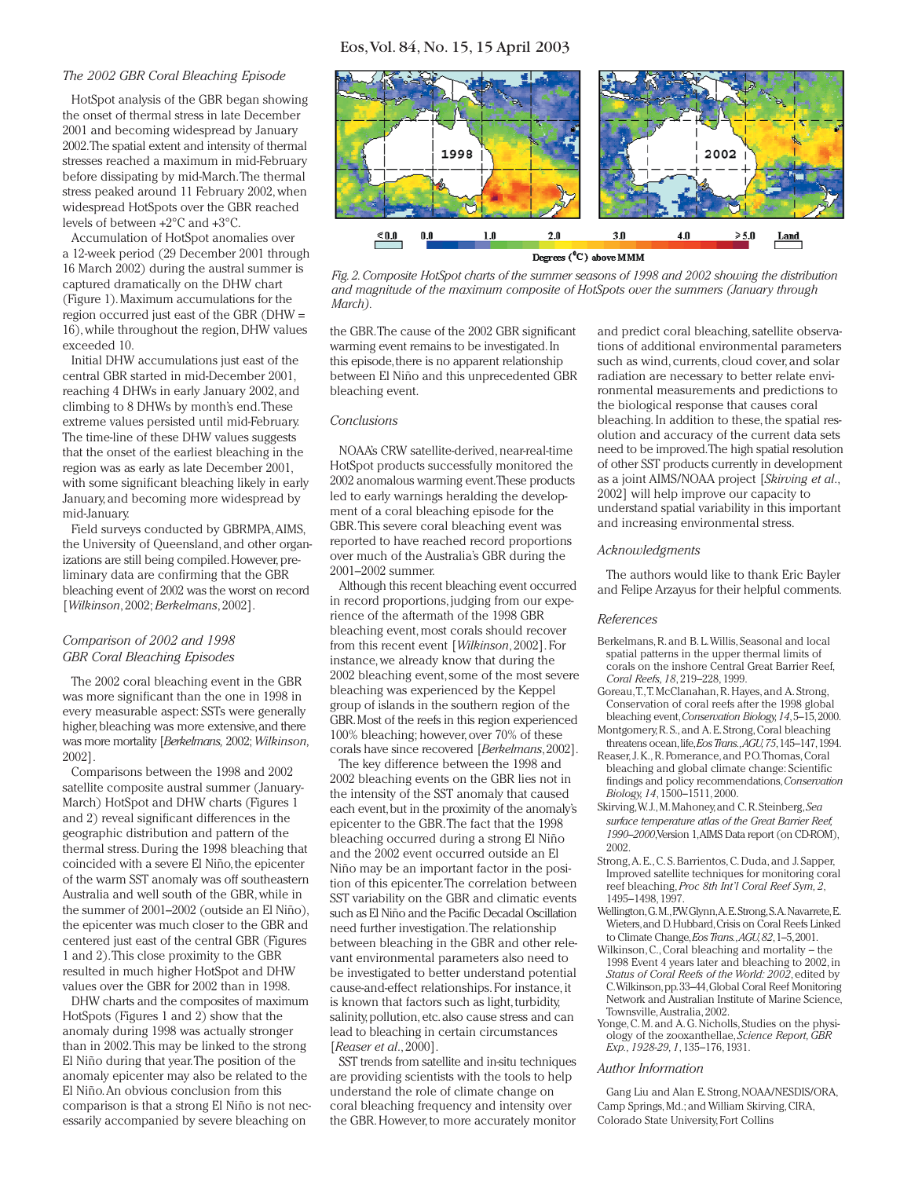### The 2002 GBR Coral Bleaching Episode

HotSpot analysis of the GBR began showing the onset of thermal stress in late December 2001 and becoming widespread by January 2002. The spatial extent and intensity of thermal stresses reached a maximum in mid-February before dissipating by mid-March. The thermal stress peaked around 11 February 2002, when widespread HotSpots over the GBR reached levels of between +2°C and +3°C.

Accumulation of HotSpot anomalies over a 12-week period (29 December 2001 through 16 March 2002) during the austral summer is captured dramatically on the DHW chart (Figure 1). Maximum accumulations for the region occurred just east of the GBR (DHW = 16), while throughout the region, DHW values exceeded 10.

Initial DHW accumulations just east of the central GBR started in mid-December 2001, reaching 4 DHWs in early January 2002, and climbing to 8 DHWs by month's end. These extreme values persisted until mid-February. The time-line of these DHW values suggests that the onset of the earliest bleaching in the region was as early as late December 2001, with some significant bleaching likely in early January, and becoming more widespread by mid-January.

Field surveys conducted by GBRMPA, AIMS, the University of Queensland, and other organizations are still being compiled. However, preliminary data are confirming that the GBR bleaching event of 2002 was the worst on record [*Wilkinson*, 2002; *Berkelmans*, 2002].

### Comparison of 2002 and 1998 GBR Coral Bleaching Episodes

The 2002 coral bleaching event in the GBR was more significant than the one in 1998 in every measurable aspect: SSTs were generally higher, bleaching was more extensive, and there was more mortality [*Berkelmans*, 2002; *Wilkinson*, 2002].

Comparisons between the 1998 and 2002 satellite composite austral summer (January-March) HotSpot and DHW charts (Figures 1 and 2) reveal significant differences in the geographic distribution and pattern of the thermal stress. During the 1998 bleaching that coincided with a severe El Niño, the epicenter of the warm SST anomaly was off southeastern Australia and well south of the GBR, while in the summer of 2001–2002 (outside an El Niño), the epicenter was much closer to the GBR and centered just east of the central GBR (Figures 1 and 2). This close proximity to the GBR resulted in much higher HotSpot and DHW values over the GBR for 2002 than in 1998.

DHW charts and the composites of maximum HotSpots (Figures 1 and 2) show that the anomaly during 1998 was actually stronger than in 2002. This may be linked to the strong El Niño during that year. The position of the anomaly epicenter may also be related to the El Niño. An obvious conclusion from this comparison is that a strong El Niño is not necessarily accompanied by severe bleaching on the GBR. The cause of the 2002 GBR significant warming event remains to be investigated. In this episode, there is no apparent relationship between El Niño and this unprecedented GBR bleaching event.

1998

2002

≤0.0 0.0 1.0 2.0 3.0 4.0 ≥5.0 Land

Degrees (°C) above MMM

*Fig. 2. Composite HotSpot charts of the summer seasons of 1998 and 2002 showing the distribution and magnitude of the maximum composite of HotSpots over the summers (January through March).*

### Conclusions

NOAA's CRW satellite-derived, near-real-time HotSpot products successfully monitored the 2002 anomalous warming event. These products led to early warnings heralding the development of a coral bleaching episode for the GBR. This severe coral bleaching event was reported to have reached record proportions over much of the Australia's GBR during the 2001–2002 summer.

Although this recent bleaching event occurred in record proportions, judging from our experience of the aftermath of the 1998 GBR bleaching event, most corals should recover from this recent event [*Wilkinson*, 2002]. For instance, we already know that during the 2002 bleaching event, some of the most severe bleaching was experienced by the Keppel group of islands in the southern region of the GBR. Most of the reefs in this region experienced 100% bleaching; however, over 70% of these corals have since recovered [*Berkelmans*, 2002].

The key difference between the 1998 and 2002 bleaching events on the GBR lies not in the intensity of the SST anomaly that caused each event, but in the proximity of the anomaly's epicenter to the GBR. The fact that the 1998 bleaching occurred during a strong El Niño and the 2002 event occurred outside an El Niño may be an important factor in the position of this epicenter. The correlation between SST variability on the GBR and climatic events such as El Niño and the Pacific Decadal Oscillation need further investigation. The relationship between bleaching in the GBR and other relevant environmental parameters also need to be investigated to better understand potential cause-and-effect relationships. For instance, it is known that factors such as light, turbidity, salinity, pollution, etc. also cause stress and can lead to bleaching in certain circumstances [*Reaser et al.*, 2000].

SST trends from satellite and in-situ techniques are providing scientists with the tools to help understand the role of climate change on coral bleaching frequency and intensity over the GBR. However, to more accurately monitor and predict coral bleaching, satellite observations of additional environmental parameters such as wind, currents, cloud cover, and solar radiation are necessary to better relate environmental measurements and predictions to the biological response that causes coral bleaching. In addition to these, the spatial resolution and accuracy of the current data sets need to be improved. The high spatial resolution of other SST products currently in development as a joint AIMS/NOAA project [*Skirving et al.*, 2002] will help improve our capacity to understand spatial variability in this important and increasing environmental stress.

### Acknowledgments

The authors would like to thank Eric Bayler and Felipe Arzayus for their helpful comments.

### References

Berkelmans, R. and B. L. Willis, Seasonal and local spatial patterns in the upper thermal limits of corals on the inshore Central Great Barrier Reef, *Coral Reefs, 18*, 219–228, 1999.

Goreau, T., T. McClanahan, R. Hayes, and A. Strong, Conservation of coral reefs after the 1998 global bleaching event, *Conservation Biology, 14*, 5–15, 2000.

Montgomery, R. S., and A. E. Strong, Coral bleaching threatens ocean, life, *Eos Trans., AGU, 75*, 145–147, 1994.

Reaser, J. K., R. Pomerance, and P.O. Thomas, Coral bleaching and global climate change: Scientific findings and policy recommendations, *Conservation Biology, 14*, 1500–1511, 2000.

Skirving, W. J., M. Mahoney, and C. R. Steinberg, *Sea surface temperature atlas of the Great Barrier Reef, 1990–2000*, Version 1, AIMS Data report (on CD-ROM), 2002.

Strong, A. E., C. S. Barrientos, C. Duda, and J. Sapper, Improved satellite techniques for monitoring coral reef bleaching, *Proc 8th Int'l Coral Reef Sym, 2*, 1495–1498, 1997.

Wellington, G. M., P.W. Glynn, A. E. Strong, S. A. Navarrete, E. Wieters, and D. Hubbard, Crisis on Coral Reefs Linked to Climate Change, *Eos Trans., AGU, 82*, 1–5, 2001.

Wilkinson, C., Coral bleaching and mortality – the 1998 Event 4 years later and bleaching to 2002, in *Status of Coral Reefs of the World: 2002*, edited by C. Wilkinson, pp. 33–44, Global Coral Reef Monitoring Network and Australian Institute of Marine Science, Townsville, Australia, 2002.

Yonge, C. M. and A. G. Nicholls, Studies on the physiology of the zooxanthellae, *Science Report, GBR Exp., 1928-29, 1*, 135–176, 1931.

### Author Information

Gang Liu and Alan E. Strong, NOAA/NESDIS/ORA, Camp Springs, Md.; and William Skirving, CIRA, Colorado State University, Fort Collins